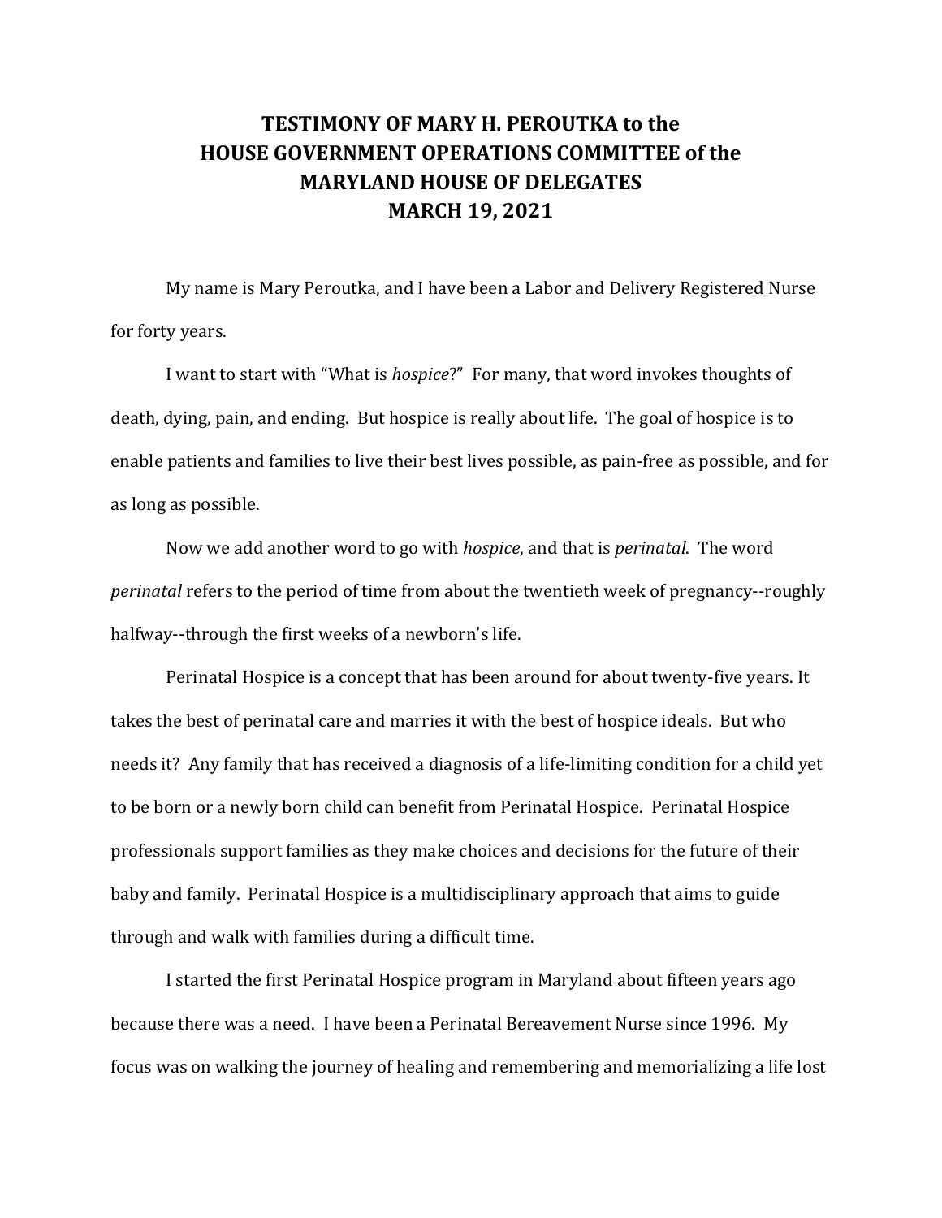# TESTIMONY OF MARY H. PEROUTKA to the HOUSE GOVERNMENT OPERATIONS COMMITTEE of the MARYLAND HOUSE OF DELEGATES MARCH 19, 2021

My name is Mary Peroutka, and I have been a Labor and Delivery Registered Nurse for forty years.

I want to start with "What is *hospice*?" For many, that word invokes thoughts of death, dying, pain, and ending. But hospice is really about life. The goal of hospice is to enable patients and families to live their best lives possible, as pain-free as possible, and for as long as possible.

Now we add another word to go with *hospice*, and that is *perinatal*. The word *perinatal* refers to the period of time from about the twentieth week of pregnancy--roughly halfway--through the first weeks of a newborn's life.

Perinatal Hospice is a concept that has been around for about twenty-five years. It takes the best of perinatal care and marries it with the best of hospice ideals. But who needs it? Any family that has received a diagnosis of a life-limiting condition for a child yet to be born or a newly born child can benefit from Perinatal Hospice. Perinatal Hospice professionals support families as they make choices and decisions for the future of their baby and family. Perinatal Hospice is a multidisciplinary approach that aims to guide through and walk with families during a difficult time.

I started the first Perinatal Hospice program in Maryland about fifteen years ago because there was a need. I have been a Perinatal Bereavement Nurse since 1996. My focus was on walking the journey of healing and remembering and memorializing a life lost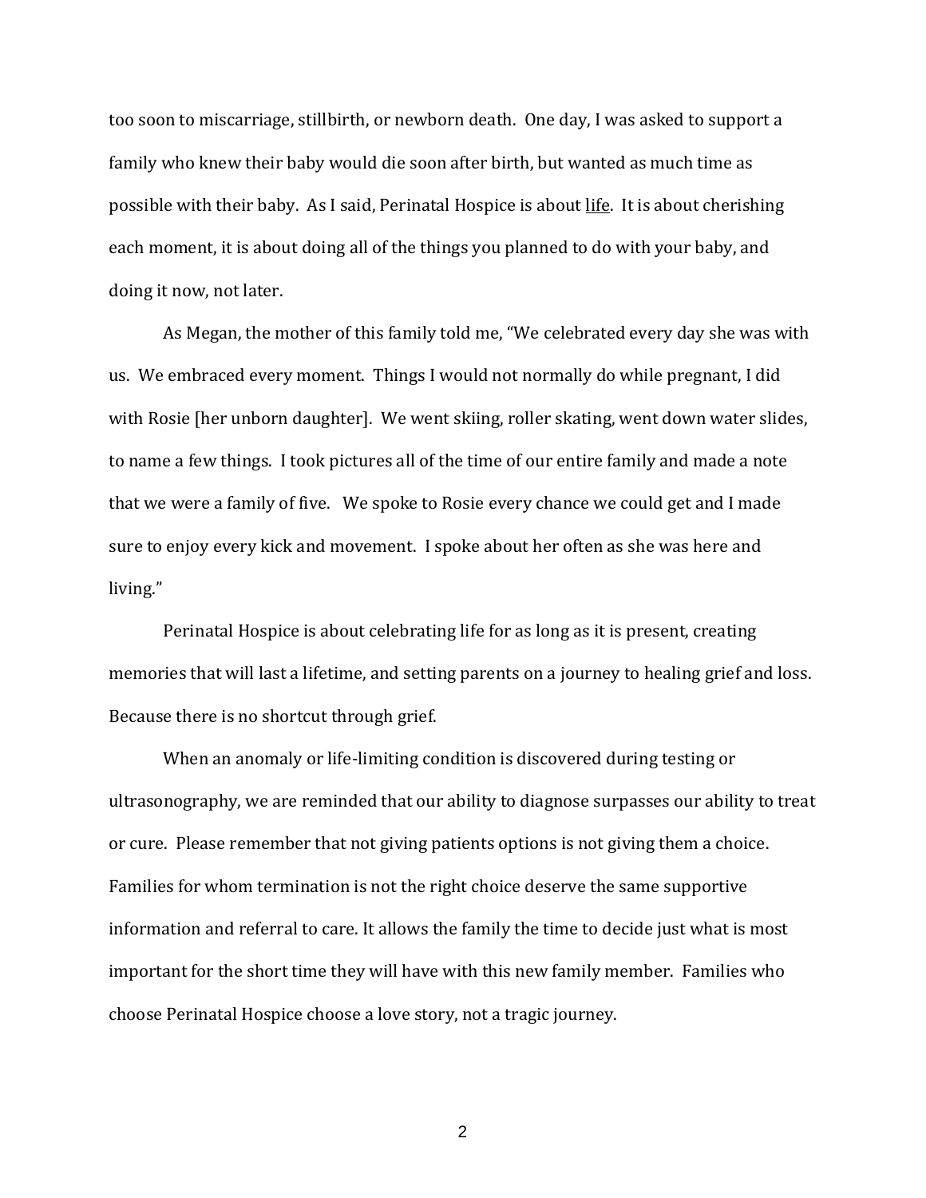too soon to miscarriage, stillbirth, or newborn death. One day, I was asked to support a family who knew their baby would die soon after birth, but wanted as much time as possible with their baby. As I said, Perinatal Hospice is about <u>life</u>. It is about cherishing each moment, it is about doing all of the things you planned to do with your baby, and doing it now, not later.

As Megan, the mother of this family told me, "We celebrated every day she was with us. We embraced every moment. Things I would not normally do while pregnant, I did with Rosie [her unborn daughter]. We went skiing, roller skating, went down water slides, to name a few things. I took pictures all of the time of our entire family and made a note that we were a family of five. We spoke to Rosie every chance we could get and I made sure to enjoy every kick and movement. I spoke about her often as she was here and living."

Perinatal Hospice is about celebrating life for as long as it is present, creating memories that will last a lifetime, and setting parents on a journey to healing grief and loss. Because there is no shortcut through grief.

When an anomaly or life-limiting condition is discovered during testing or ultrasonography, we are reminded that our ability to diagnose surpasses our ability to treat or cure. Please remember that not giving patients options is not giving them a choice. Families for whom termination is not the right choice deserve the same supportive information and referral to care. It allows the family the time to decide just what is most important for the short time they will have with this new family member. Families who choose Perinatal Hospice choose a love story, not a tragic journey.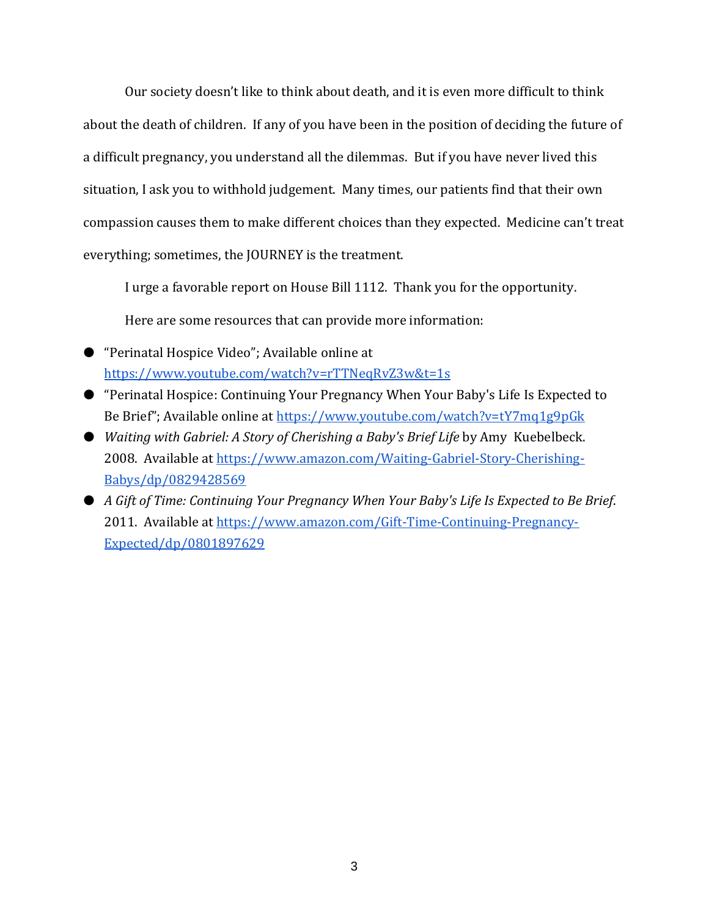Our society doesn't like to think about death, and it is even more difficult to think about the death of children. If any of you have been in the position of deciding the future of a difficult pregnancy, you understand all the dilemmas. But if you have never lived this situation, I ask you to withhold judgement. Many times, our patients find that their own compassion causes them to make different choices than they expected. Medicine can't treat everything; sometimes, the JOURNEY is the treatment.

I urge a favorable report on House Bill 1112. Thank you for the opportunity.

Here are some resources that can provide more information:

- "Perinatal Hospice Video"; Available online at https://www.youtube.com/watch?v=rTTNeqRvZ3w&t=1s
- "Perinatal Hospice: Continuing Your Pregnancy When Your Baby's Life Is Expected to Be Brief"; Available online at https://www.youtube.com/watch?v=tY7mq1g9pGk
- *Waiting with Gabriel: A Story of Cherishing a Baby's Brief Life* by Amy Kuebelbeck. 2008. Available at https://www.amazon.com/Waiting-Gabriel-Story-Cherishing-Babys/dp/0829428569
- *A Gift of Time: Continuing Your Pregnancy When Your Baby's Life Is Expected to Be Brief.* 2011. Available at https://www.amazon.com/Gift-Time-Continuing-Pregnancy-Expected/dp/0801897629